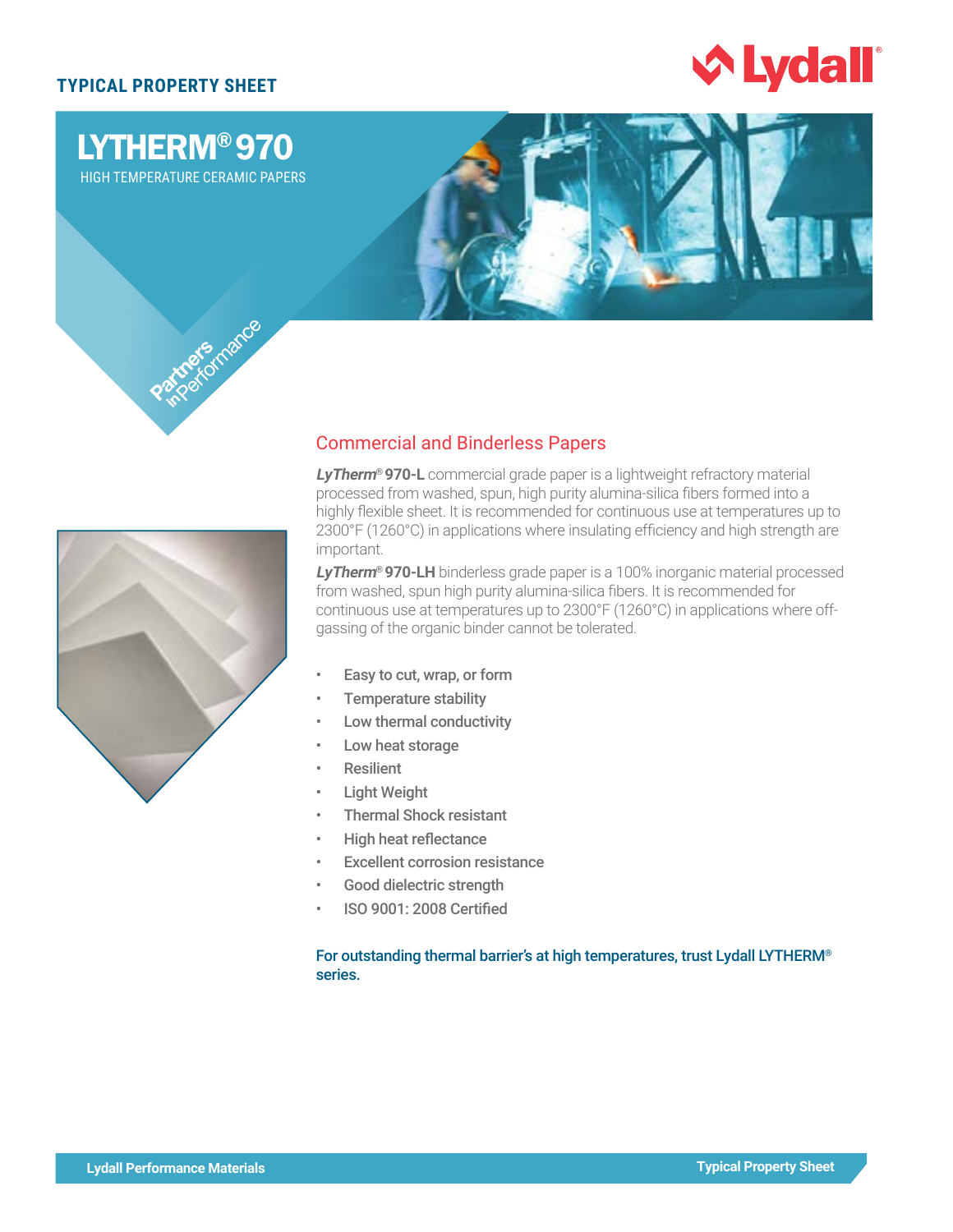TYPICAL PROPERTY SHEET

# LYTHERM® 970

HIGH TEMPERATURE CERAMIC PAPERS

Partners in Performance

## Commercial and Binderless Papers

***LyTherm*® 970-L** commercial grade paper is a lightweight refractory material processed from washed, spun, high purity alumina-silica fibers formed into a highly flexible sheet. It is recommended for continuous use at temperatures up to 2300°F (1260°C) in applications where insulating efficiency and high strength are important.

***LyTherm*® 970-LH** binderless grade paper is a 100% inorganic material processed from washed, spun high purity alumina-silica fibers. It is recommended for continuous use at temperatures up to 2300°F (1260°C) in applications where off-gassing of the organic binder cannot be tolerated.

- Easy to cut, wrap, or form
- Temperature stability
- Low thermal conductivity
- Low heat storage
- Resilient
- Light Weight
- Thermal Shock resistant
- High heat reflectance
- Excellent corrosion resistance
- Good dielectric strength
- ISO 9001: 2008 Certified

**For outstanding thermal barrier's at high temperatures, trust Lydall LYTHERM® series.**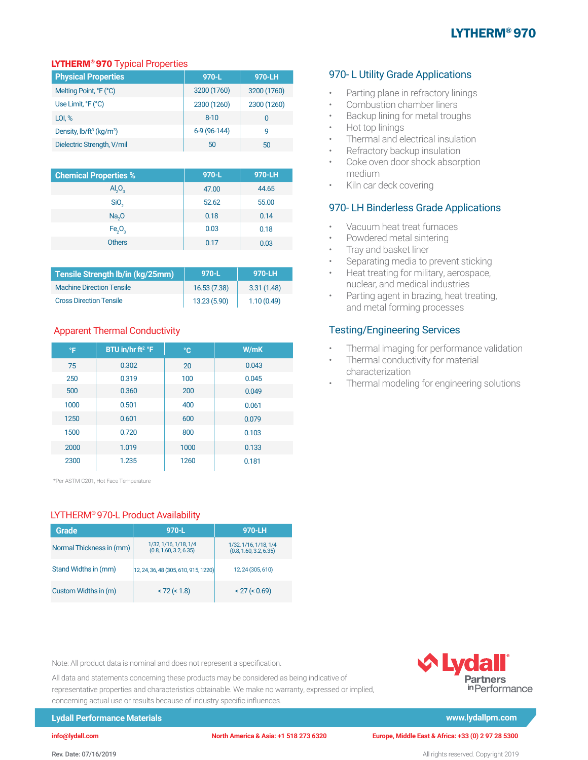# LYTHERM® 970

## LYTHERM® 970 Typical Properties

| Physical Properties | 970-L | 970-LH |
|---|---|---|
| Melting Point, °F (°C) | 3200 (1760) | 3200 (1760) |
| Use Limit, °F (°C) | 2300 (1260) | 2300 (1260) |
| LOI, % | 8-10 | 0 |
| Density, lb/ft³ (kg/m³) | 6-9 (96-144) | 9 |
| Dielectric Strength, V/mil | 50 | 50 |

| Chemical Properties % | 970-L | 970-LH |
|---|---|---|
| $Al_2O_3$ | 47.00 | 44.65 |
| $SiO_2$ | 52.62 | 55.00 |
| $Na_2O$ | 0.18 | 0.14 |
| $Fe_2O_3$ | 0.03 | 0.18 |
| Others | 0.17 | 0.03 |

| Tensile Strength lb/in (kg/25mm) | 970-L | 970-LH |
|---|---|---|
| Machine Direction Tensile | 16.53 (7.38) | 3.31 (1.48) |
| Cross Direction Tensile | 13.23 (5.90) | 1.10 (0.49) |

## Apparent Thermal Conductivity

| °F | BTU in/hr ft² °F | °C | W/mK |
|---|---|---|---|
| 75 | 0.302 | 20 | 0.043 |
| 250 | 0.319 | 100 | 0.045 |
| 500 | 0.360 | 200 | 0.049 |
| 1000 | 0.501 | 400 | 0.061 |
| 1250 | 0.601 | 600 | 0.079 |
| 1500 | 0.720 | 800 | 0.103 |
| 2000 | 1.019 | 1000 | 0.133 |
| 2300 | 1.235 | 1260 | 0.181 |

*Per ASTM C201, Hot Face Temperature

## LYTHERM® 970-L Product Availability

| Grade | 970-L | 970-LH |
|---|---|---|
| Normal Thickness in (mm) | 1/32, 1/16, 1/18, 1/4 (0.8, 1.60, 3.2, 6.35) | 1/32, 1/16, 1/18, 1/4 (0.8, 1.60, 3.2, 6.35) |
| Stand Widths in (mm) | 12, 24, 36, 48 (305, 610, 915, 1220) | 12, 24 (305, 610) |
| Custom Widths in (m) | < 72 (< 1.8) | < 27 (< 0.69) |

## 970- L Utility Grade Applications

- Parting plane in refractory linings
- Combustion chamber liners
- Backup lining for metal troughs
- Hot top linings
- Thermal and electrical insulation
- Refractory backup insulation
- Coke oven door shock absorption medium
- Kiln car deck covering

## 970- LH Binderless Grade Applications

- Vacuum heat treat furnaces
- Powdered metal sintering
- Tray and basket liner
- Separating media to prevent sticking
- Heat treating for military, aerospace, nuclear, and medical industries
- Parting agent in brazing, heat treating, and metal forming processes

## Testing/Engineering Services

- Thermal imaging for performance validation
- Thermal conductivity for material characterization
- Thermal modeling for engineering solutions

Note: All product data is nominal and does not represent a specification.

All data and statements concerning these products may be considered as being indicative of representative properties and characteristics obtainable. We make no warranty, expressed or implied, concerning actual use or results because of industry specific influences.

Lydall Partners in Performance

**Lydall Performance Materials** — **www.lydallpm.com**

**info@lydall.com** | **North America & Asia: +1 518 273 6320** | **Europe, Middle East & Africa: +33 (0) 2 97 28 5300**

Rev. Date: 07/16/2019 — All rights reserved. Copyright 2019